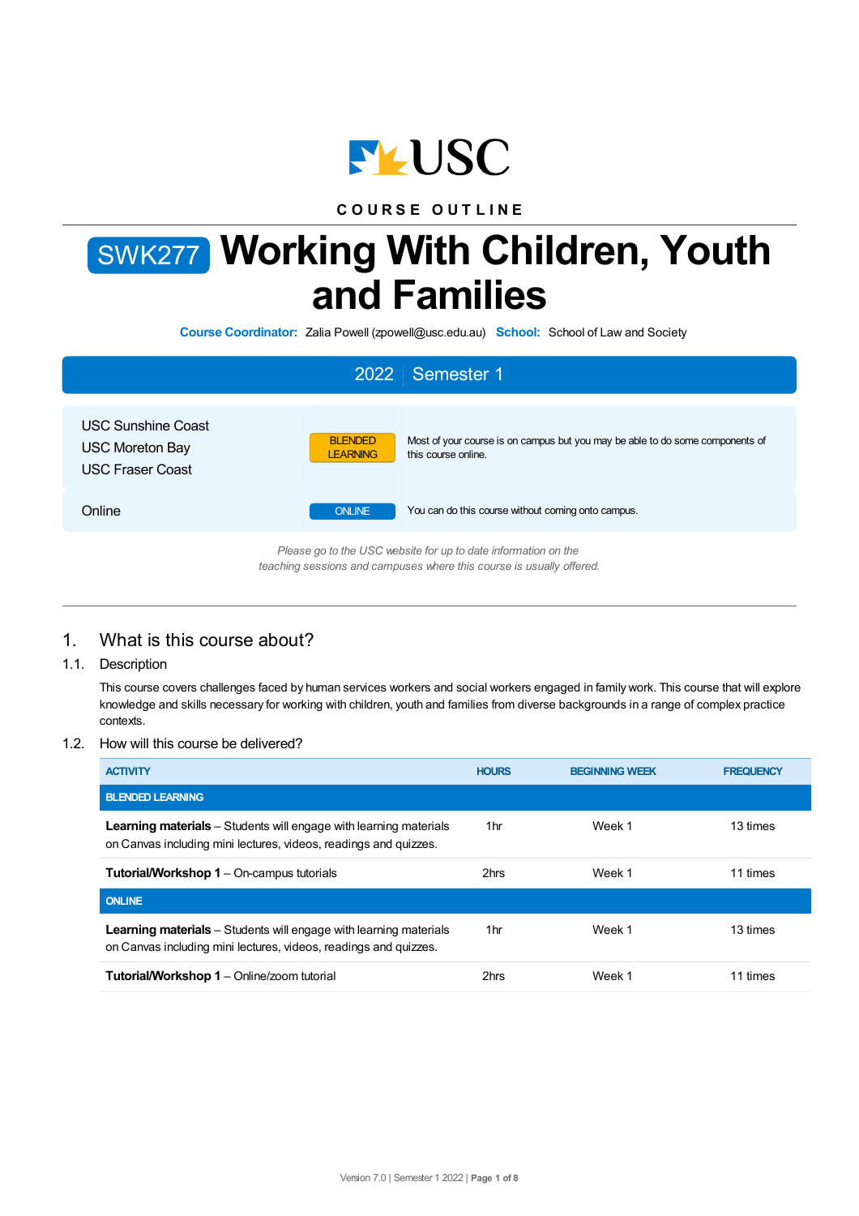USC

COURSE OUTLINE

# SWK277 Working With Children, Youth and Families

**Course Coordinator:** Zalia Powell (zpowell@usc.edu.au) **School:** School of Law and Society

## 2022 | Semester 1

| | | |
|---|---|---|
| USC Sunshine Coast<br>USC Moreton Bay<br>USC Fraser Coast | BLENDED LEARNING | Most of your course is on campus but you may be able to do some components of this course online. |
| Online | ONLINE | You can do this course without coming onto campus. |

*Please go to the USC website for up to date information on the teaching sessions and campuses where this course is usually offered.*

## 1. What is this course about?

### 1.1. Description

This course covers challenges faced by human services workers and social workers engaged in family work. This course that will explore knowledge and skills necessary for working with children, youth and families from diverse backgrounds in a range of complex practice contexts.

### 1.2. How will this course be delivered?

| ACTIVITY | HOURS | BEGINNING WEEK | FREQUENCY |
|---|---|---|---|
| **BLENDED LEARNING** | | | |
| **Learning materials** – Students will engage with learning materials on Canvas including mini lectures, videos, readings and quizzes. | 1hr | Week 1 | 13 times |
| **Tutorial/Workshop 1** – On-campus tutorials | 2hrs | Week 1 | 11 times |
| **ONLINE** | | | |
| **Learning materials** – Students will engage with learning materials on Canvas including mini lectures, videos, readings and quizzes. | 1hr | Week 1 | 13 times |
| **Tutorial/Workshop 1** – Online/zoom tutorial | 2hrs | Week 1 | 11 times |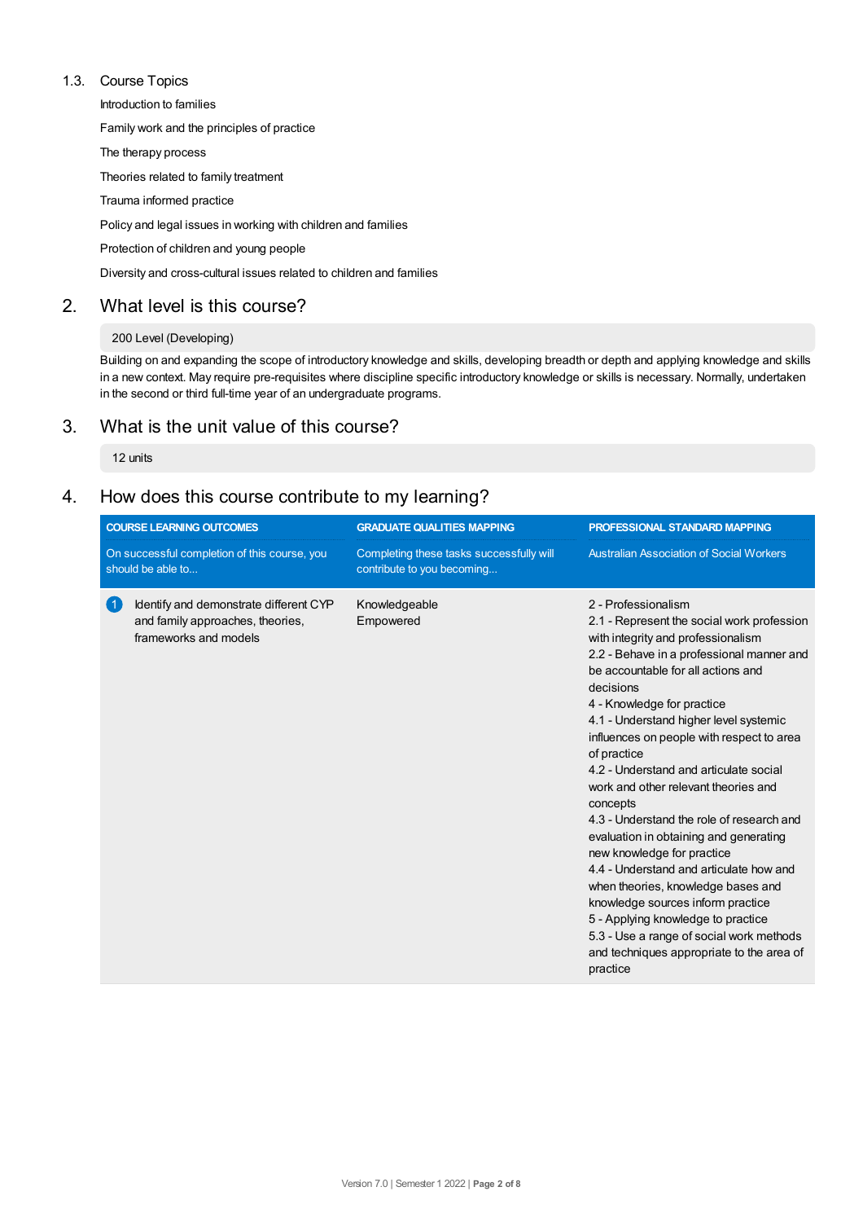### 1.3. Course Topics

Introduction to families

Family work and the principles of practice

The therapy process

Theories related to family treatment

Trauma informed practice

Policy and legal issues in working with children and families

Protection of children and young people

Diversity and cross-cultural issues related to children and families

## 2. What level is this course?

200 Level (Developing)

Building on and expanding the scope of introductory knowledge and skills, developing breadth or depth and applying knowledge and skills in a new context. May require pre-requisites where discipline specific introductory knowledge or skills is necessary. Normally, undertaken in the second or third full-time year of an undergraduate programs.

## 3. What is the unit value of this course?

12 units

## 4. How does this course contribute to my learning?

| COURSE LEARNING OUTCOMES | GRADUATE QUALITIES MAPPING | PROFESSIONAL STANDARD MAPPING |
|---|---|---|
| On successful completion of this course, you should be able to... | Completing these tasks successfully will contribute to you becoming... | Australian Association of Social Workers |
| 1 Identify and demonstrate different CYP and family approaches, theories, frameworks and models | Knowledgeable<br>Empowered | 2 - Professionalism<br>2.1 - Represent the social work profession with integrity and professionalism<br>2.2 - Behave in a professional manner and be accountable for all actions and decisions<br>4 - Knowledge for practice<br>4.1 - Understand higher level systemic influences on people with respect to area of practice<br>4.2 - Understand and articulate social work and other relevant theories and concepts<br>4.3 - Understand the role of research and evaluation in obtaining and generating new knowledge for practice<br>4.4 - Understand and articulate how and when theories, knowledge bases and knowledge sources inform practice<br>5 - Applying knowledge to practice<br>5.3 - Use a range of social work methods and techniques appropriate to the area of practice |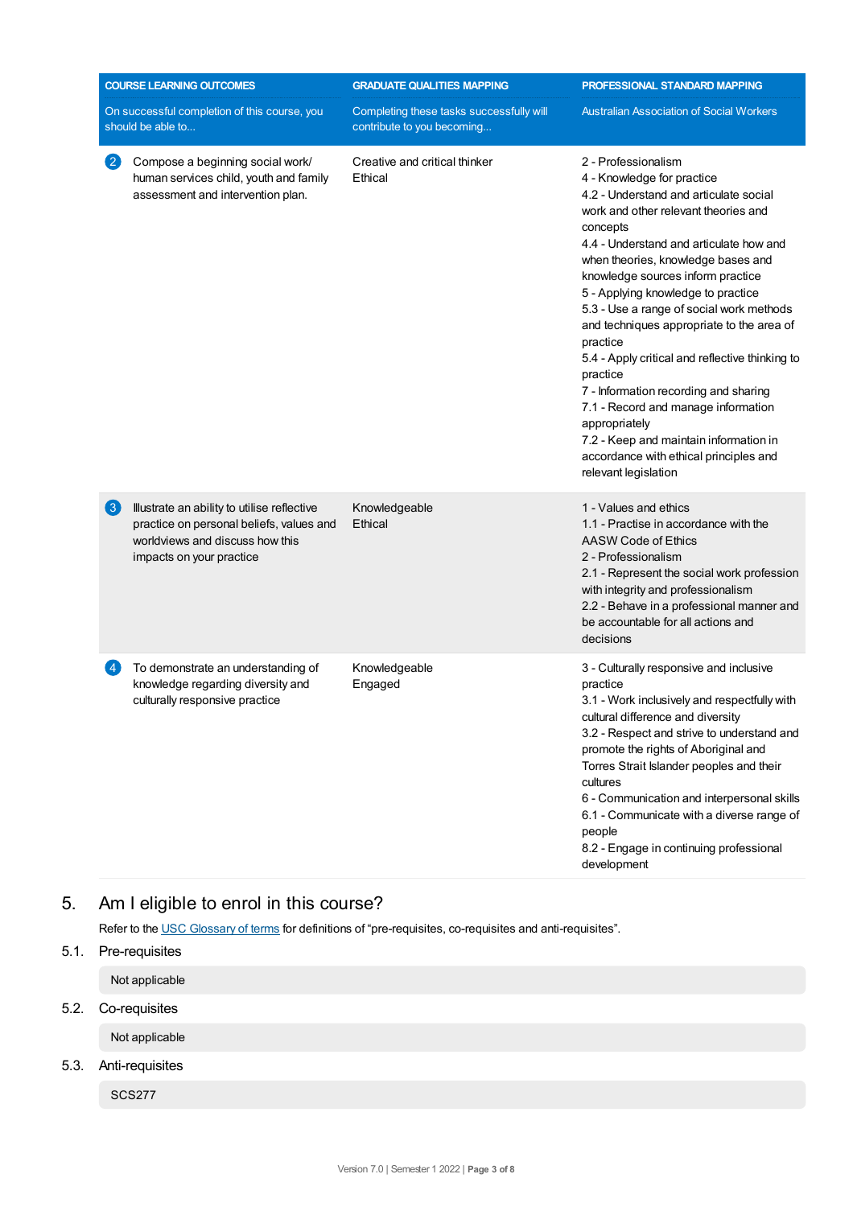| COURSE LEARNING OUTCOMES | GRADUATE QUALITIES MAPPING | PROFESSIONAL STANDARD MAPPING |
| --- | --- | --- |
| On successful completion of this course, you should be able to... | Completing these tasks successfully will contribute to you becoming... | Australian Association of Social Workers |
| 2 Compose a beginning social work/ human services child, youth and family assessment and intervention plan. | Creative and critical thinker<br>Ethical | 2 - Professionalism<br>4 - Knowledge for practice<br>4.2 - Understand and articulate social work and other relevant theories and concepts<br>4.4 - Understand and articulate how and when theories, knowledge bases and knowledge sources inform practice<br>5 - Applying knowledge to practice<br>5.3 - Use a range of social work methods and techniques appropriate to the area of practice<br>5.4 - Apply critical and reflective thinking to practice<br>7 - Information recording and sharing<br>7.1 - Record and manage information appropriately<br>7.2 - Keep and maintain information in accordance with ethical principles and relevant legislation |
| 3 Illustrate an ability to utilise reflective practice on personal beliefs, values and worldviews and discuss how this impacts on your practice | Knowledgeable<br>Ethical | 1 - Values and ethics<br>1.1 - Practise in accordance with the AASW Code of Ethics<br>2 - Professionalism<br>2.1 - Represent the social work profession with integrity and professionalism<br>2.2 - Behave in a professional manner and be accountable for all actions and decisions |
| 4 To demonstrate an understanding of knowledge regarding diversity and culturally responsive practice | Knowledgeable<br>Engaged | 3 - Culturally responsive and inclusive practice<br>3.1 - Work inclusively and respectfully with cultural difference and diversity<br>3.2 - Respect and strive to understand and promote the rights of Aboriginal and Torres Strait Islander peoples and their cultures<br>6 - Communication and interpersonal skills<br>6.1 - Communicate with a diverse range of people<br>8.2 - Engage in continuing professional development |

## 5. Am I eligible to enrol in this course?

Refer to the USC Glossary of terms for definitions of "pre-requisites, co-requisites and anti-requisites".

### 5.1. Pre-requisites

Not applicable

### 5.2. Co-requisites

Not applicable

### 5.3. Anti-requisites

SCS277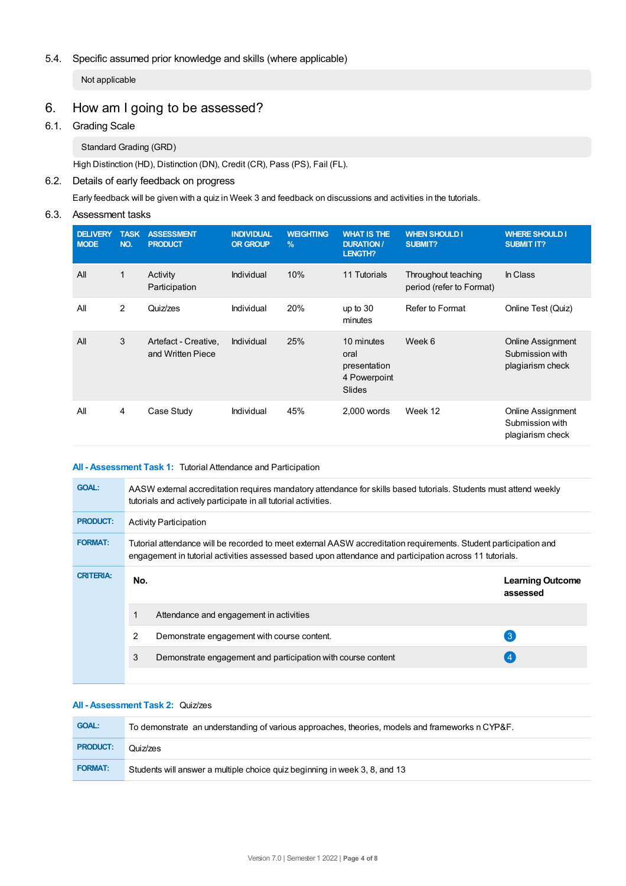### 5.4. Specific assumed prior knowledge and skills (where applicable)

Not applicable

## 6. How am I going to be assessed?

### 6.1. Grading Scale

Standard Grading (GRD)

High Distinction (HD), Distinction (DN), Credit (CR), Pass (PS), Fail (FL).

### 6.2. Details of early feedback on progress

Early feedback will be given with a quiz in Week 3 and feedback on discussions and activities in the tutorials.

### 6.3. Assessment tasks

| DELIVERY MODE | TASK NO. | ASSESSMENT PRODUCT | INDIVIDUAL OR GROUP | WEIGHTING % | WHAT IS THE DURATION / LENGTH? | WHEN SHOULD I SUBMIT? | WHERE SHOULD I SUBMIT IT? |
|---|---|---|---|---|---|---|---|
| All | 1 | Activity Participation | Individual | 10% | 11 Tutorials | Throughout teaching period (refer to Format) | In Class |
| All | 2 | Quiz/zes | Individual | 20% | up to 30 minutes | Refer to Format | Online Test (Quiz) |
| All | 3 | Artefact - Creative, and Written Piece | Individual | 25% | 10 minutes oral presentation 4 Powerpoint Slides | Week 6 | Online Assignment Submission with plagiarism check |
| All | 4 | Case Study | Individual | 45% | 2,000 words | Week 12 | Online Assignment Submission with plagiarism check |

**All - Assessment Task 1:** Tutorial Attendance and Participation

| | |
|---|---|
| **GOAL:** | AASW external accreditation requires mandatory attendance for skills based tutorials. Students must attend weekly tutorials and actively participate in all tutorial activities. |
| **PRODUCT:** | Activity Participation |
| **FORMAT:** | Tutorial attendance will be recorded to meet external AASW accreditation requirements. Student participation and engagement in tutorial activities assessed based upon attendance and participation across 11 tutorials. |

**CRITERIA:**

| No. | | Learning Outcome assessed |
|---|---|---|
| 1 | Attendance and engagement in activities | |
| 2 | Demonstrate engagement with course content. | 3 |
| 3 | Demonstrate engagement and participation with course content | 4 |

**All - Assessment Task 2:** Quiz/zes

| | |
|---|---|
| **GOAL:** | To demonstrate an understanding of various approaches, theories, models and frameworks n CYP&F. |
| **PRODUCT:** | Quiz/zes |
| **FORMAT:** | Students will answer a multiple choice quiz beginning in week 3, 8, and 13 |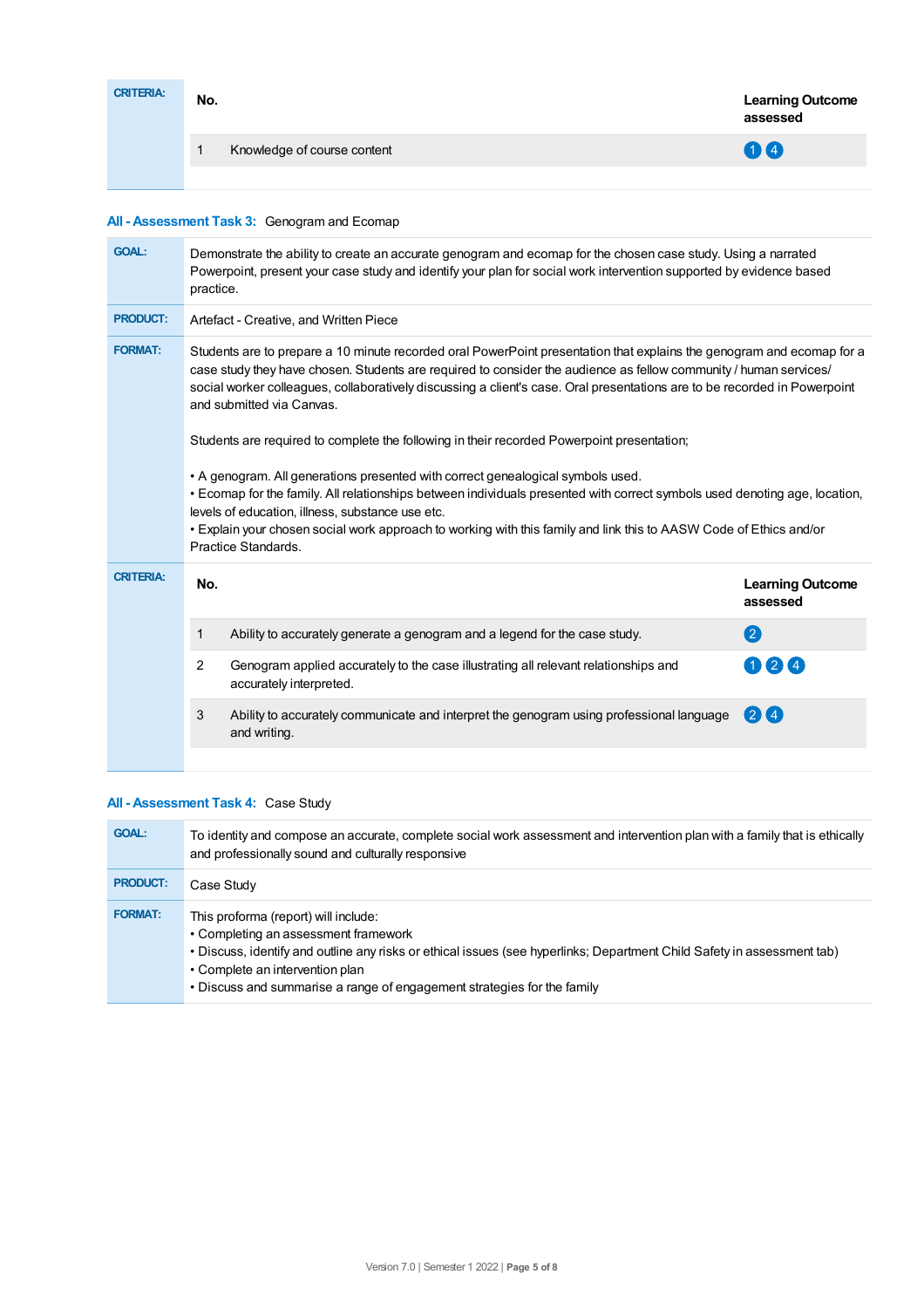**CRITERIA:**

| No. | | Learning Outcome assessed |
|---|---|---|
| 1 | Knowledge of course content | 1 4 |

### All - Assessment Task 3: Genogram and Ecomap

**GOAL:** Demonstrate the ability to create an accurate genogram and ecomap for the chosen case study. Using a narrated Powerpoint, present your case study and identify your plan for social work intervention supported by evidence based practice.

**PRODUCT:** Artefact - Creative, and Written Piece

**FORMAT:** Students are to prepare a 10 minute recorded oral PowerPoint presentation that explains the genogram and ecomap for a case study they have chosen. Students are required to consider the audience as fellow community / human services/ social worker colleagues, collaboratively discussing a client's case. Oral presentations are to be recorded in Powerpoint and submitted via Canvas.

Students are required to complete the following in their recorded Powerpoint presentation;

- A genogram. All generations presented with correct genealogical symbols used.
- Ecomap for the family. All relationships between individuals presented with correct symbols used denoting age, location, levels of education, illness, substance use etc.
- Explain your chosen social work approach to working with this family and link this to AASW Code of Ethics and/or Practice Standards.

**CRITERIA:**

| No. | | Learning Outcome assessed |
|---|---|---|
| 1 | Ability to accurately generate a genogram and a legend for the case study. | 2 |
| 2 | Genogram applied accurately to the case illustrating all relevant relationships and accurately interpreted. | 1 2 4 |
| 3 | Ability to accurately communicate and interpret the genogram using professional language and writing. | 2 4 |

### All - Assessment Task 4: Case Study

**GOAL:** To identity and compose an accurate, complete social work assessment and intervention plan with a family that is ethically and professionally sound and culturally responsive

**PRODUCT:** Case Study

**FORMAT:** This proforma (report) will include:

- Completing an assessment framework
- Discuss, identify and outline any risks or ethical issues (see hyperlinks; Department Child Safety in assessment tab)
- Complete an intervention plan
- Discuss and summarise a range of engagement strategies for the family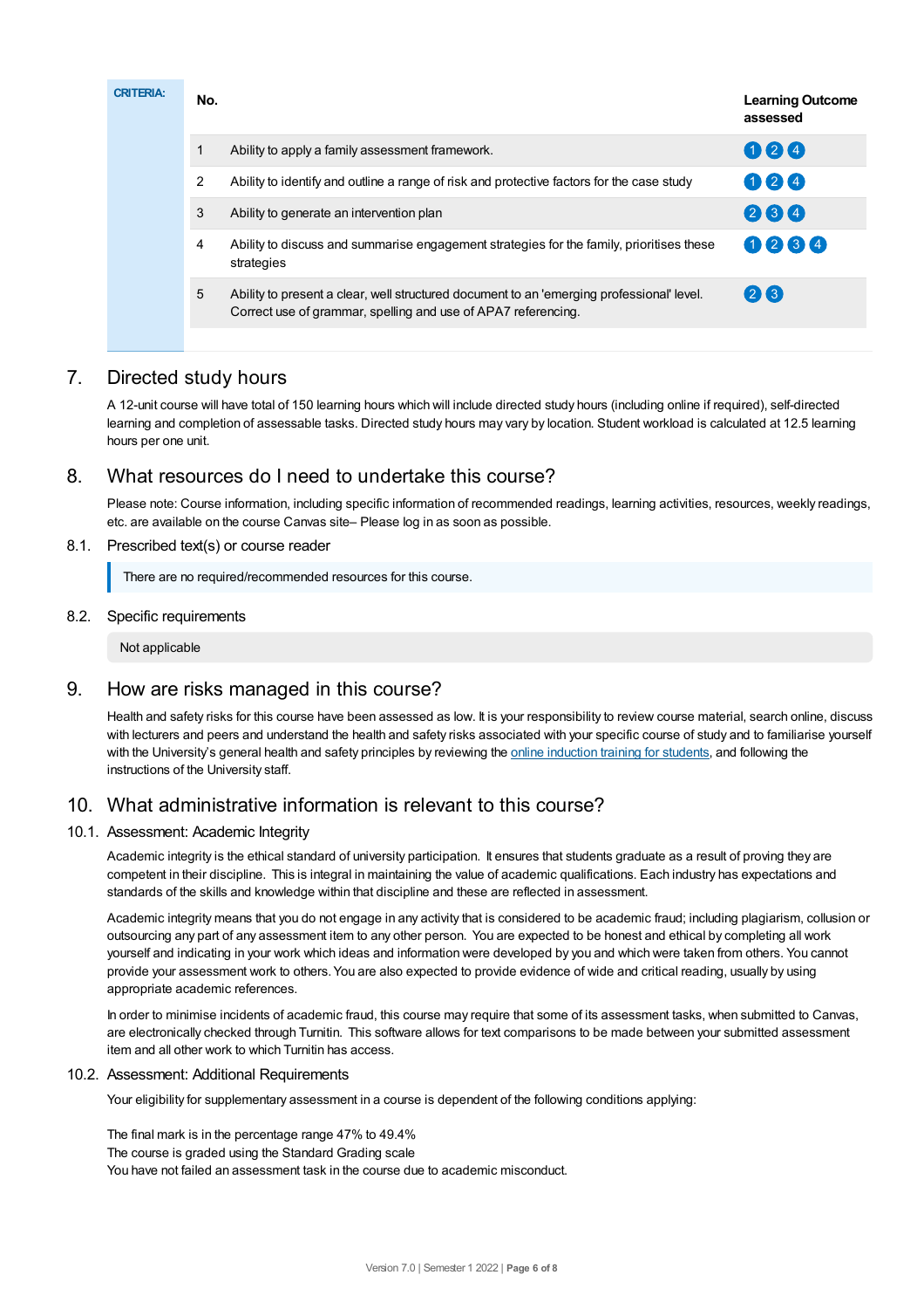**CRITERIA:**

| No. | | Learning Outcome assessed |
| --- | --- | --- |
| 1 | Ability to apply a family assessment framework. | 1 2 4 |
| 2 | Ability to identify and outline a range of risk and protective factors for the case study | 1 2 4 |
| 3 | Ability to generate an intervention plan | 2 3 4 |
| 4 | Ability to discuss and summarise engagement strategies for the family, prioritises these strategies | 1 2 3 4 |
| 5 | Ability to present a clear, well structured document to an 'emerging professional' level. Correct use of grammar, spelling and use of APA7 referencing. | 2 3 |

## 7. Directed study hours

A 12-unit course will have total of 150 learning hours which will include directed study hours (including online if required), self-directed learning and completion of assessable tasks. Directed study hours may vary by location. Student workload is calculated at 12.5 learning hours per one unit.

## 8. What resources do I need to undertake this course?

Please note: Course information, including specific information of recommended readings, learning activities, resources, weekly readings, etc. are available on the course Canvas site– Please log in as soon as possible.

### 8.1. Prescribed text(s) or course reader

There are no required/recommended resources for this course.

### 8.2. Specific requirements

Not applicable

## 9. How are risks managed in this course?

Health and safety risks for this course have been assessed as low. It is your responsibility to review course material, search online, discuss with lecturers and peers and understand the health and safety risks associated with your specific course of study and to familiarise yourself with the University's general health and safety principles by reviewing the online induction training for students, and following the instructions of the University staff.

## 10. What administrative information is relevant to this course?

### 10.1. Assessment: Academic Integrity

Academic integrity is the ethical standard of university participation. It ensures that students graduate as a result of proving they are competent in their discipline. This is integral in maintaining the value of academic qualifications. Each industry has expectations and standards of the skills and knowledge within that discipline and these are reflected in assessment.

Academic integrity means that you do not engage in any activity that is considered to be academic fraud; including plagiarism, collusion or outsourcing any part of any assessment item to any other person. You are expected to be honest and ethical by completing all work yourself and indicating in your work which ideas and information were developed by you and which were taken from others. You cannot provide your assessment work to others. You are also expected to provide evidence of wide and critical reading, usually by using appropriate academic references.

In order to minimise incidents of academic fraud, this course may require that some of its assessment tasks, when submitted to Canvas, are electronically checked through Turnitin. This software allows for text comparisons to be made between your submitted assessment item and all other work to which Turnitin has access.

### 10.2. Assessment: Additional Requirements

Your eligibility for supplementary assessment in a course is dependent of the following conditions applying:

The final mark is in the percentage range 47% to 49.4%
The course is graded using the Standard Grading scale
You have not failed an assessment task in the course due to academic misconduct.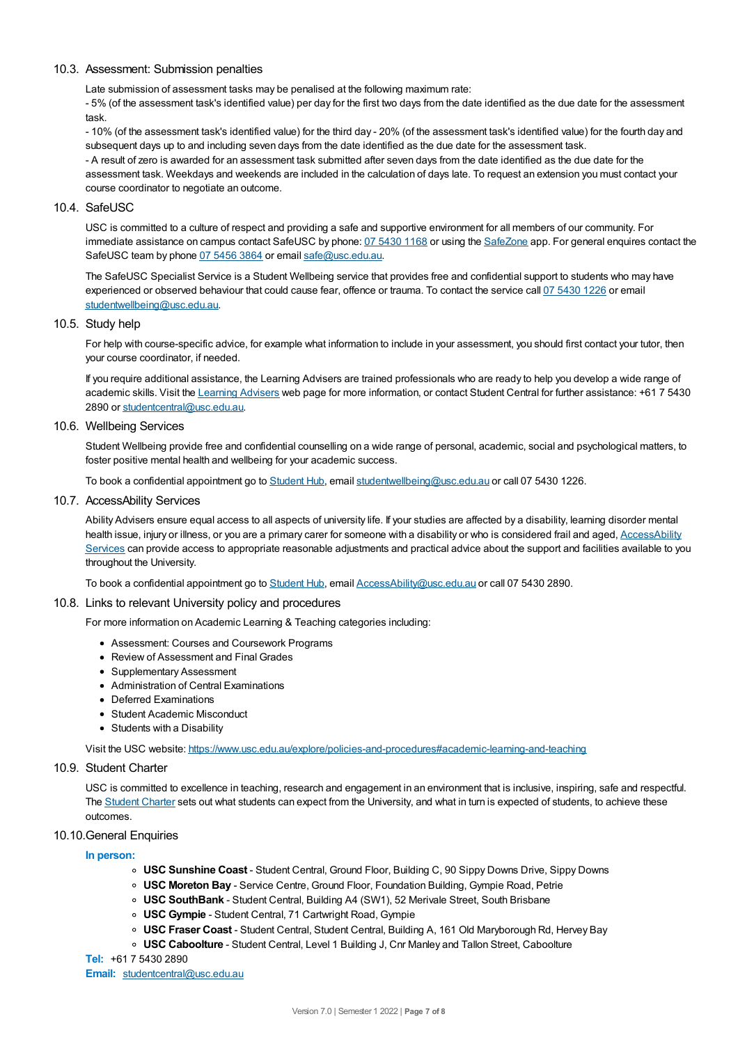### 10.3. Assessment: Submission penalties

Late submission of assessment tasks may be penalised at the following maximum rate:
- 5% (of the assessment task's identified value) per day for the first two days from the date identified as the due date for the assessment task.
- 10% (of the assessment task's identified value) for the third day - 20% (of the assessment task's identified value) for the fourth day and subsequent days up to and including seven days from the date identified as the due date for the assessment task.
- A result of zero is awarded for an assessment task submitted after seven days from the date identified as the due date for the assessment task. Weekdays and weekends are included in the calculation of days late. To request an extension you must contact your course coordinator to negotiate an outcome.

### 10.4. SafeUSC

USC is committed to a culture of respect and providing a safe and supportive environment for all members of our community. For immediate assistance on campus contact SafeUSC by phone: 07 5430 1168 or using the SafeZone app. For general enquires contact the SafeUSC team by phone 07 5456 3864 or email safe@usc.edu.au.

The SafeUSC Specialist Service is a Student Wellbeing service that provides free and confidential support to students who may have experienced or observed behaviour that could cause fear, offence or trauma. To contact the service call 07 5430 1226 or email studentwellbeing@usc.edu.au.

### 10.5. Study help

For help with course-specific advice, for example what information to include in your assessment, you should first contact your tutor, then your course coordinator, if needed.

If you require additional assistance, the Learning Advisers are trained professionals who are ready to help you develop a wide range of academic skills. Visit the Learning Advisers web page for more information, or contact Student Central for further assistance: +61 7 5430 2890 or studentcentral@usc.edu.au.

### 10.6. Wellbeing Services

Student Wellbeing provide free and confidential counselling on a wide range of personal, academic, social and psychological matters, to foster positive mental health and wellbeing for your academic success.

To book a confidential appointment go to Student Hub, email studentwellbeing@usc.edu.au or call 07 5430 1226.

### 10.7. AccessAbility Services

Ability Advisers ensure equal access to all aspects of university life. If your studies are affected by a disability, learning disorder mental health issue, injury or illness, or you are a primary carer for someone with a disability or who is considered frail and aged, AccessAbility Services can provide access to appropriate reasonable adjustments and practical advice about the support and facilities available to you throughout the University.

To book a confidential appointment go to Student Hub, email AccessAbility@usc.edu.au or call 07 5430 2890.

### 10.8. Links to relevant University policy and procedures

For more information on Academic Learning & Teaching categories including:

- Assessment: Courses and Coursework Programs
- Review of Assessment and Final Grades
- Supplementary Assessment
- Administration of Central Examinations
- Deferred Examinations
- Student Academic Misconduct
- Students with a Disability

Visit the USC website: https://www.usc.edu.au/explore/policies-and-procedures#academic-learning-and-teaching

### 10.9. Student Charter

USC is committed to excellence in teaching, research and engagement in an environment that is inclusive, inspiring, safe and respectful. The Student Charter sets out what students can expect from the University, and what in turn is expected of students, to achieve these outcomes.

### 10.10. General Enquiries

**In person:**

- **USC Sunshine Coast** - Student Central, Ground Floor, Building C, 90 Sippy Downs Drive, Sippy Downs
- **USC Moreton Bay** - Service Centre, Ground Floor, Foundation Building, Gympie Road, Petrie
- **USC SouthBank** - Student Central, Building A4 (SW1), 52 Merivale Street, South Brisbane
- **USC Gympie** - Student Central, 71 Cartwright Road, Gympie
- **USC Fraser Coast** - Student Central, Student Central, Building A, 161 Old Maryborough Rd, Hervey Bay
- **USC Caboolture** - Student Central, Level 1 Building J, Cnr Manley and Tallon Street, Caboolture

**Tel:** +61 7 5430 2890

**Email:** studentcentral@usc.edu.au